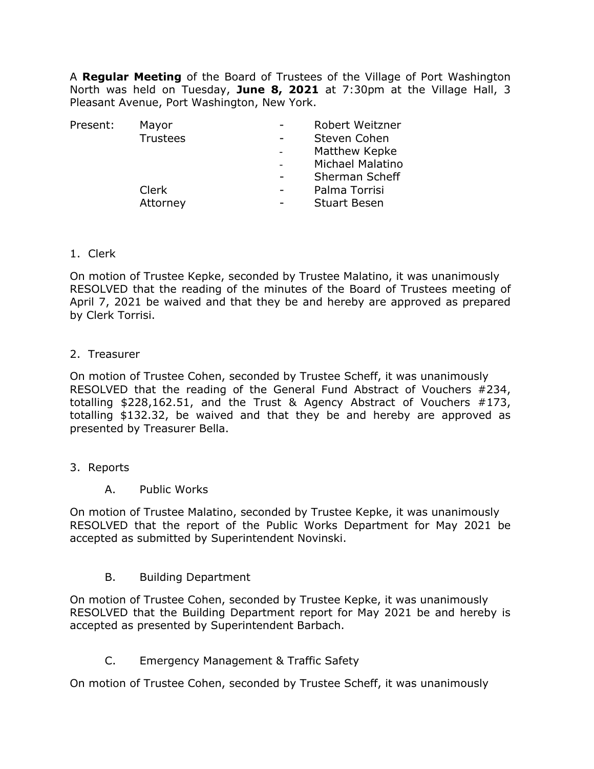A **Regular Meeting** of the Board of Trustees of the Village of Port Washington North was held on Tuesday, **June 8, 2021** at 7:30pm at the Village Hall, 3 Pleasant Avenue, Port Washington, New York.

| Present: | Mayor | - | Robert Weitzner |
|---|---|---|---|
| | Trustees | - | Steven Cohen |
| | | - | Matthew Kepke |
| | | - | Michael Malatino |
| | | - | Sherman Scheff |
| | Clerk | - | Palma Torrisi |
| | Attorney | - | Stuart Besen |

1. Clerk

On motion of Trustee Kepke, seconded by Trustee Malatino, it was unanimously RESOLVED that the reading of the minutes of the Board of Trustees meeting of April 7, 2021 be waived and that they be and hereby are approved as prepared by Clerk Torrisi.

2. Treasurer

On motion of Trustee Cohen, seconded by Trustee Scheff, it was unanimously RESOLVED that the reading of the General Fund Abstract of Vouchers #234, totalling $228,162.51, and the Trust & Agency Abstract of Vouchers #173, totalling $132.32, be waived and that they be and hereby are approved as presented by Treasurer Bella.

3. Reports

A. Public Works

On motion of Trustee Malatino, seconded by Trustee Kepke, it was unanimously RESOLVED that the report of the Public Works Department for May 2021 be accepted as submitted by Superintendent Novinski.

B. Building Department

On motion of Trustee Cohen, seconded by Trustee Kepke, it was unanimously RESOLVED that the Building Department report for May 2021 be and hereby is accepted as presented by Superintendent Barbach.

C. Emergency Management & Traffic Safety

On motion of Trustee Cohen, seconded by Trustee Scheff, it was unanimously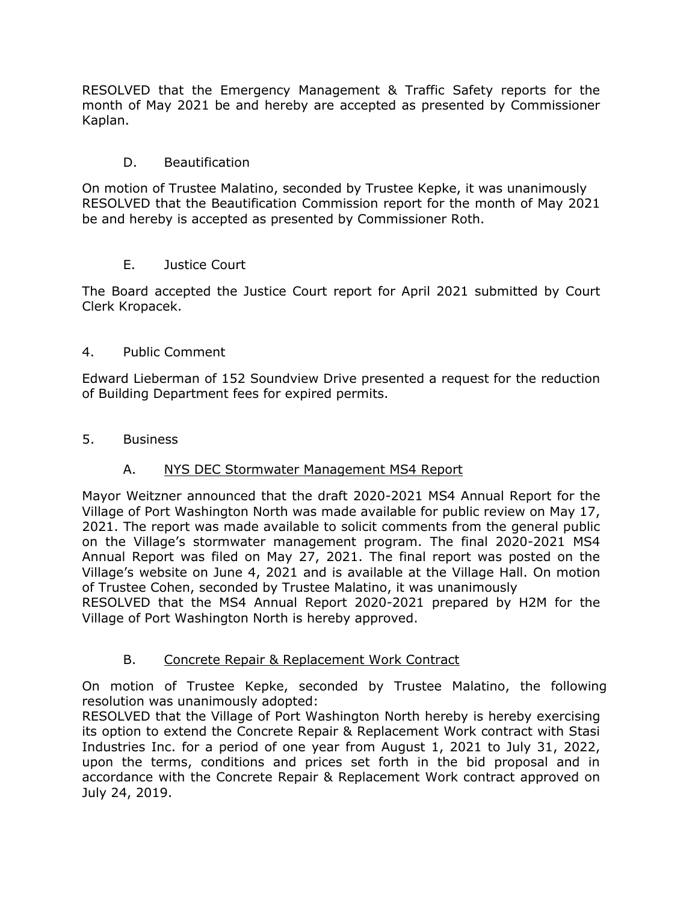RESOLVED that the Emergency Management & Traffic Safety reports for the month of May 2021 be and hereby are accepted as presented by Commissioner Kaplan.

D. Beautification

On motion of Trustee Malatino, seconded by Trustee Kepke, it was unanimously RESOLVED that the Beautification Commission report for the month of May 2021 be and hereby is accepted as presented by Commissioner Roth.

E. Justice Court

The Board accepted the Justice Court report for April 2021 submitted by Court Clerk Kropacek.

4. Public Comment

Edward Lieberman of 152 Soundview Drive presented a request for the reduction of Building Department fees for expired permits.

5. Business

A. NYS DEC Stormwater Management MS4 Report

Mayor Weitzner announced that the draft 2020-2021 MS4 Annual Report for the Village of Port Washington North was made available for public review on May 17, 2021. The report was made available to solicit comments from the general public on the Village's stormwater management program. The final 2020-2021 MS4 Annual Report was filed on May 27, 2021. The final report was posted on the Village's website on June 4, 2021 and is available at the Village Hall. On motion of Trustee Cohen, seconded by Trustee Malatino, it was unanimously RESOLVED that the MS4 Annual Report 2020-2021 prepared by H2M for the Village of Port Washington North is hereby approved.

B. Concrete Repair & Replacement Work Contract

On motion of Trustee Kepke, seconded by Trustee Malatino, the following resolution was unanimously adopted:
RESOLVED that the Village of Port Washington North hereby is hereby exercising its option to extend the Concrete Repair & Replacement Work contract with Stasi Industries Inc. for a period of one year from August 1, 2021 to July 31, 2022, upon the terms, conditions and prices set forth in the bid proposal and in accordance with the Concrete Repair & Replacement Work contract approved on July 24, 2019.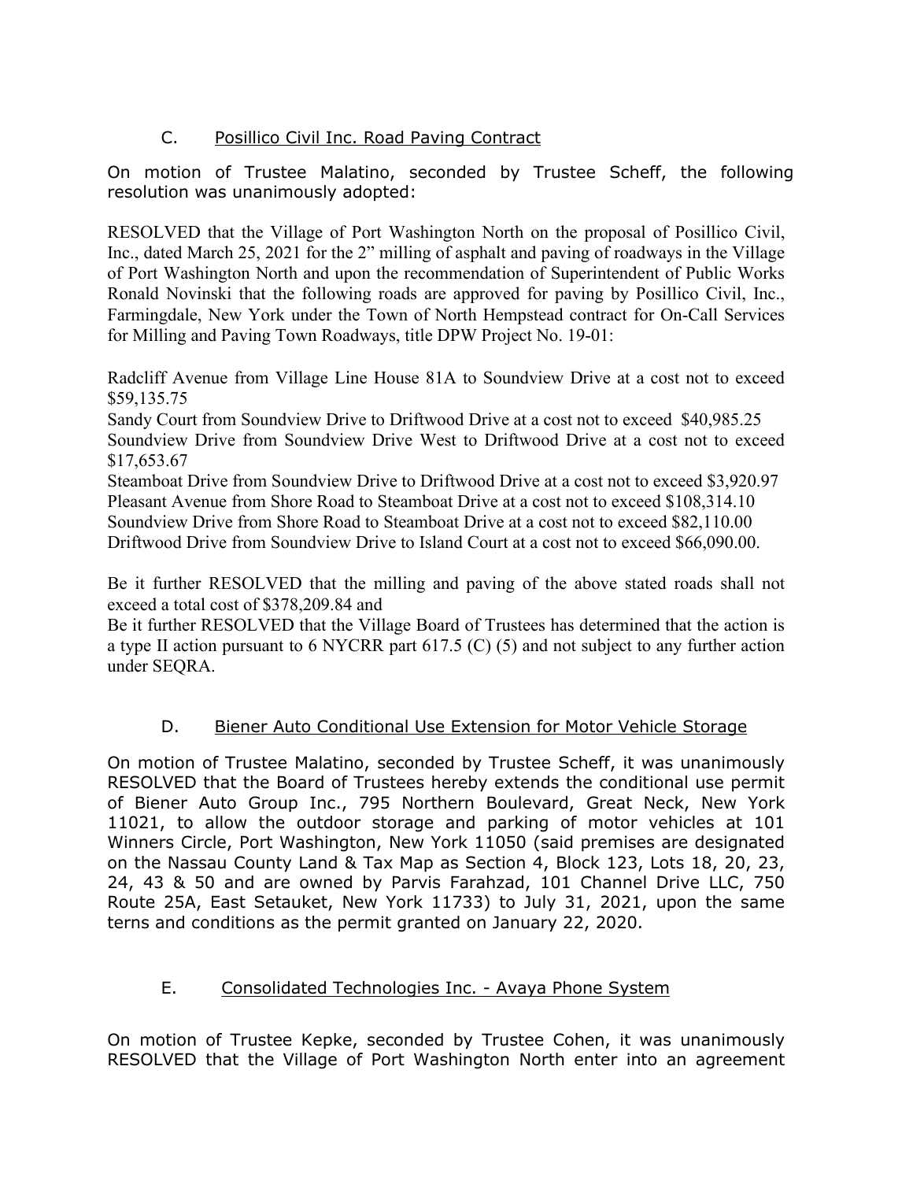## C. Posillico Civil Inc. Road Paving Contract

On motion of Trustee Malatino, seconded by Trustee Scheff, the following resolution was unanimously adopted:

RESOLVED that the Village of Port Washington North on the proposal of Posillico Civil, Inc., dated March 25, 2021 for the 2" milling of asphalt and paving of roadways in the Village of Port Washington North and upon the recommendation of Superintendent of Public Works Ronald Novinski that the following roads are approved for paving by Posillico Civil, Inc., Farmingdale, New York under the Town of North Hempstead contract for On-Call Services for Milling and Paving Town Roadways, title DPW Project No. 19-01:

Radcliff Avenue from Village Line House 81A to Soundview Drive at a cost not to exceed $59,135.75
Sandy Court from Soundview Drive to Driftwood Drive at a cost not to exceed $40,985.25
Soundview Drive from Soundview Drive West to Driftwood Drive at a cost not to exceed $17,653.67
Steamboat Drive from Soundview Drive to Driftwood Drive at a cost not to exceed $3,920.97
Pleasant Avenue from Shore Road to Steamboat Drive at a cost not to exceed $108,314.10
Soundview Drive from Shore Road to Steamboat Drive at a cost not to exceed $82,110.00
Driftwood Drive from Soundview Drive to Island Court at a cost not to exceed $66,090.00.

Be it further RESOLVED that the milling and paving of the above stated roads shall not exceed a total cost of $378,209.84 and
Be it further RESOLVED that the Village Board of Trustees has determined that the action is a type II action pursuant to 6 NYCRR part 617.5 (C) (5) and not subject to any further action under SEQRA.

## D. Biener Auto Conditional Use Extension for Motor Vehicle Storage

On motion of Trustee Malatino, seconded by Trustee Scheff, it was unanimously RESOLVED that the Board of Trustees hereby extends the conditional use permit of Biener Auto Group Inc., 795 Northern Boulevard, Great Neck, New York 11021, to allow the outdoor storage and parking of motor vehicles at 101 Winners Circle, Port Washington, New York 11050 (said premises are designated on the Nassau County Land & Tax Map as Section 4, Block 123, Lots 18, 20, 23, 24, 43 & 50 and are owned by Parvis Farahzad, 101 Channel Drive LLC, 750 Route 25A, East Setauket, New York 11733) to July 31, 2021, upon the same terns and conditions as the permit granted on January 22, 2020.

## E. Consolidated Technologies Inc. - Avaya Phone System

On motion of Trustee Kepke, seconded by Trustee Cohen, it was unanimously RESOLVED that the Village of Port Washington North enter into an agreement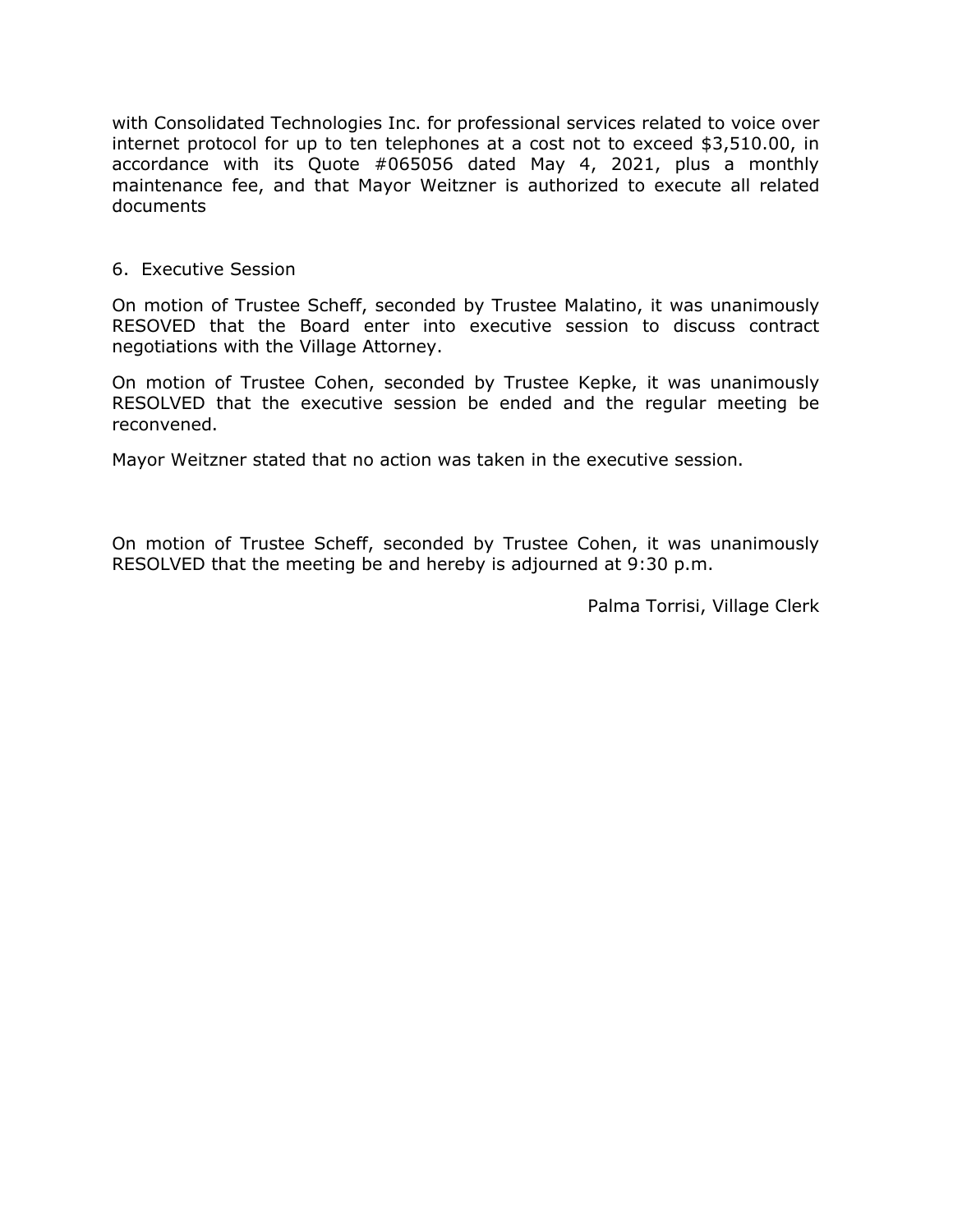with Consolidated Technologies Inc. for professional services related to voice over internet protocol for up to ten telephones at a cost not to exceed $3,510.00, in accordance with its Quote #065056 dated May 4, 2021, plus a monthly maintenance fee, and that Mayor Weitzner is authorized to execute all related documents

6. Executive Session

On motion of Trustee Scheff, seconded by Trustee Malatino, it was unanimously RESOVED that the Board enter into executive session to discuss contract negotiations with the Village Attorney.

On motion of Trustee Cohen, seconded by Trustee Kepke, it was unanimously RESOLVED that the executive session be ended and the regular meeting be reconvened.

Mayor Weitzner stated that no action was taken in the executive session.

On motion of Trustee Scheff, seconded by Trustee Cohen, it was unanimously RESOLVED that the meeting be and hereby is adjourned at 9:30 p.m.

Palma Torrisi, Village Clerk